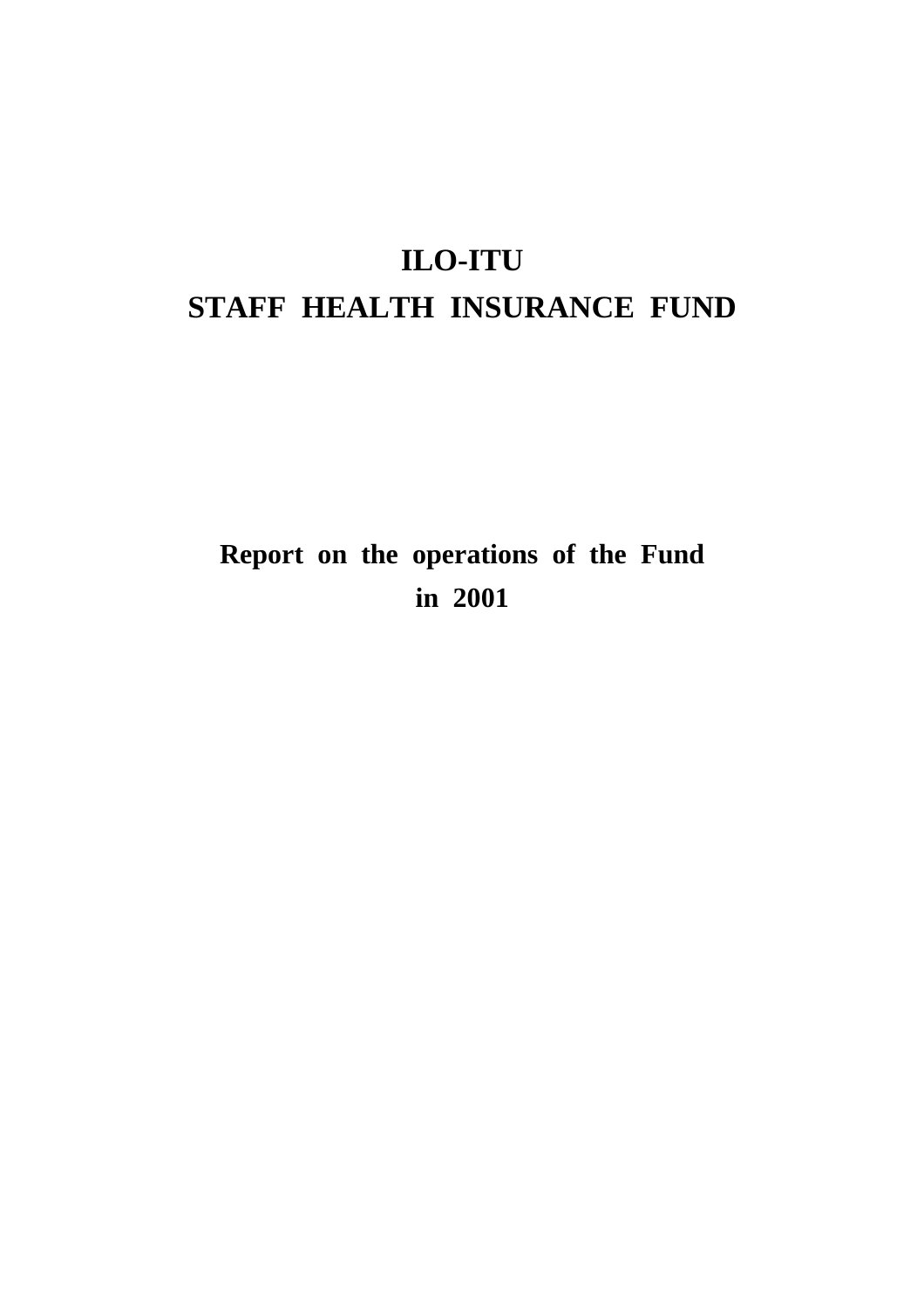# ILO-ITU
# STAFF HEALTH INSURANCE FUND

## Report on the operations of the Fund in 2001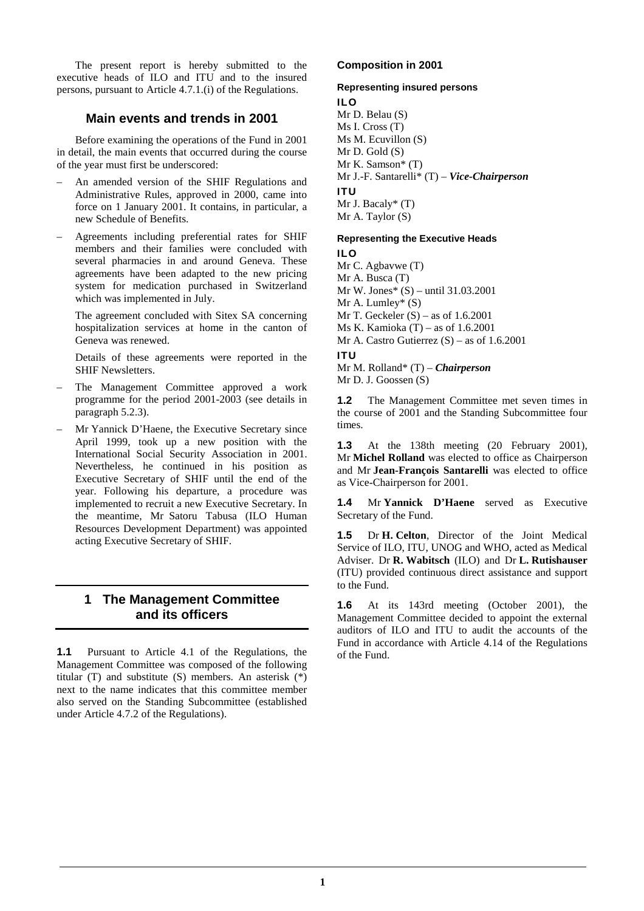The present report is hereby submitted to the executive heads of ILO and ITU and to the insured persons, pursuant to Article 4.7.1.(i) of the Regulations.

## Main events and trends in 2001

Before examining the operations of the Fund in 2001 in detail, the main events that occurred during the course of the year must first be underscored:

- An amended version of the SHIF Regulations and Administrative Rules, approved in 2000, came into force on 1 January 2001. It contains, in particular, a new Schedule of Benefits.
- Agreements including preferential rates for SHIF members and their families were concluded with several pharmacies in and around Geneva. These agreements have been adapted to the new pricing system for medication purchased in Switzerland which was implemented in July.

  The agreement concluded with Sitex SA concerning hospitalization services at home in the canton of Geneva was renewed.

  Details of these agreements were reported in the SHIF Newsletters.
- The Management Committee approved a work programme for the period 2001-2003 (see details in paragraph 5.2.3).
- Mr Yannick D'Haene, the Executive Secretary since April 1999, took up a new position with the International Social Security Association in 2001. Nevertheless, he continued in his position as Executive Secretary of SHIF until the end of the year. Following his departure, a procedure was implemented to recruit a new Executive Secretary. In the meantime, Mr Satoru Tabusa (ILO Human Resources Development Department) was appointed acting Executive Secretary of SHIF.

## 1 The Management Committee and its officers

**1.1** Pursuant to Article 4.1 of the Regulations, the Management Committee was composed of the following titular (T) and substitute (S) members. An asterisk (*) next to the name indicates that this committee member also served on the Standing Subcommittee (established under Article 4.7.2 of the Regulations).

### Composition in 2001

#### Representing insured persons

**ILO**

Mr D. Belau (S)
Ms I. Cross (T)
Ms M. Ecuvillon (S)
Mr D. Gold (S)
Mr K. Samson* (T)
Mr J.-F. Santarelli* (T) – ***Vice-Chairperson***

**ITU**

Mr J. Bacaly* (T)
Mr A. Taylor (S)

#### Representing the Executive Heads

**ILO**

Mr C. Agbavwe (T)
Mr A. Busca (T)
Mr W. Jones* (S) – until 31.03.2001
Mr A. Lumley* (S)
Mr T. Geckeler (S) – as of 1.6.2001
Ms K. Kamioka (T) – as of 1.6.2001
Mr A. Castro Gutierrez (S) – as of 1.6.2001

**ITU**

Mr M. Rolland* (T) – ***Chairperson***
Mr D. J. Goossen (S)

**1.2** The Management Committee met seven times in the course of 2001 and the Standing Subcommittee four times.

**1.3** At the 138th meeting (20 February 2001), Mr **Michel Rolland** was elected to office as Chairperson and Mr **Jean-François Santarelli** was elected to office as Vice-Chairperson for 2001.

**1.4** Mr **Yannick D'Haene** served as Executive Secretary of the Fund.

**1.5** Dr **H. Celton**, Director of the Joint Medical Service of ILO, ITU, UNOG and WHO, acted as Medical Adviser. Dr **R. Wabitsch** (ILO) and Dr **L. Rutishauser** (ITU) provided continuous direct assistance and support to the Fund.

**1.6** At its 143rd meeting (October 2001), the Management Committee decided to appoint the external auditors of ILO and ITU to audit the accounts of the Fund in accordance with Article 4.14 of the Regulations of the Fund.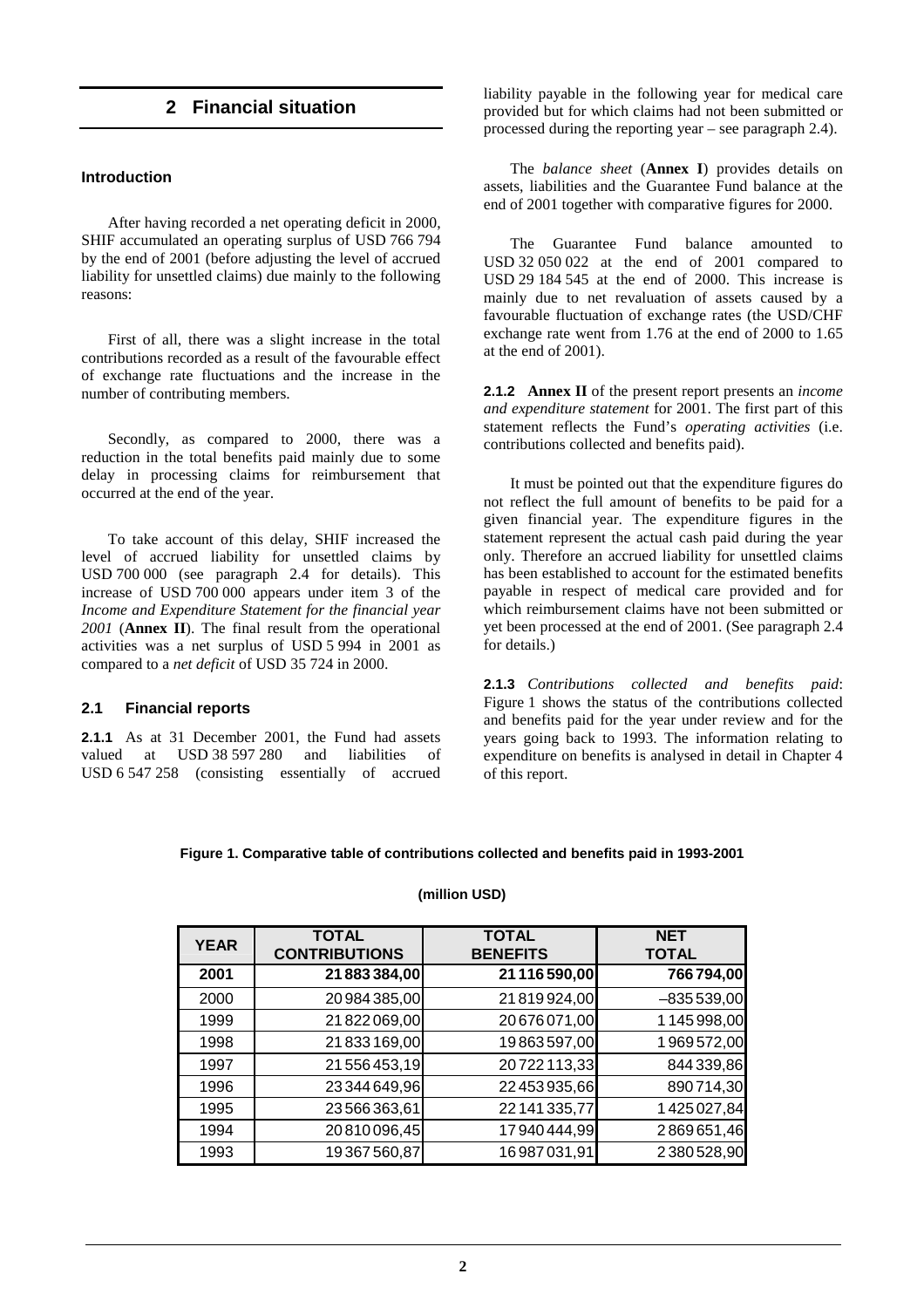## 2 Financial situation

### Introduction

After having recorded a net operating deficit in 2000, SHIF accumulated an operating surplus of USD 766 794 by the end of 2001 (before adjusting the level of accrued liability for unsettled claims) due mainly to the following reasons:

First of all, there was a slight increase in the total contributions recorded as a result of the favourable effect of exchange rate fluctuations and the increase in the number of contributing members.

Secondly, as compared to 2000, there was a reduction in the total benefits paid mainly due to some delay in processing claims for reimbursement that occurred at the end of the year.

To take account of this delay, SHIF increased the level of accrued liability for unsettled claims by USD 700 000 (see paragraph 2.4 for details). This increase of USD 700 000 appears under item 3 of the *Income and Expenditure Statement for the financial year 2001* (**Annex II**). The final result from the operational activities was a net surplus of USD 5 994 in 2001 as compared to a *net deficit* of USD 35 724 in 2000.

### 2.1 Financial reports

**2.1.1** As at 31 December 2001, the Fund had assets valued at USD 38 597 280 and liabilities of USD 6 547 258 (consisting essentially of accrued liability payable in the following year for medical care provided but for which claims had not been submitted or processed during the reporting year – see paragraph 2.4).

The *balance sheet* (**Annex I**) provides details on assets, liabilities and the Guarantee Fund balance at the end of 2001 together with comparative figures for 2000.

The Guarantee Fund balance amounted to USD 32 050 022 at the end of 2001 compared to USD 29 184 545 at the end of 2000. This increase is mainly due to net revaluation of assets caused by a favourable fluctuation of exchange rates (the USD/CHF exchange rate went from 1.76 at the end of 2000 to 1.65 at the end of 2001).

**2.1.2** **Annex II** of the present report presents an *income and expenditure statement* for 2001. The first part of this statement reflects the Fund's *operating activities* (i.e. contributions collected and benefits paid).

It must be pointed out that the expenditure figures do not reflect the full amount of benefits to be paid for a given financial year. The expenditure figures in the statement represent the actual cash paid during the year only. Therefore an accrued liability for unsettled claims has been established to account for the estimated benefits payable in respect of medical care provided and for which reimbursement claims have not been submitted or yet been processed at the end of 2001. (See paragraph 2.4 for details.)

**2.1.3** *Contributions collected and benefits paid*: Figure 1 shows the status of the contributions collected and benefits paid for the year under review and for the years going back to 1993. The information relating to expenditure on benefits is analysed in detail in Chapter 4 of this report.

**Figure 1. Comparative table of contributions collected and benefits paid in 1993-2001**

**(million USD)**

| YEAR | TOTAL CONTRIBUTIONS | TOTAL BENEFITS | NET TOTAL |
|---|---|---|---|
| **2001** | **21 883 384,00** | **21 116 590,00** | **766 794,00** |
| 2000 | 20 984 385,00 | 21 819 924,00 | –835 539,00 |
| 1999 | 21 822 069,00 | 20 676 071,00 | 1 145 998,00 |
| 1998 | 21 833 169,00 | 19 863 597,00 | 1 969 572,00 |
| 1997 | 21 556 453,19 | 20 722 113,33 | 844 339,86 |
| 1996 | 23 344 649,96 | 22 453 935,66 | 890 714,30 |
| 1995 | 23 566 363,61 | 22 141 335,77 | 1 425 027,84 |
| 1994 | 20 810 096,45 | 17 940 444,99 | 2 869 651,46 |
| 1993 | 19 367 560,87 | 16 987 031,91 | 2 380 528,90 |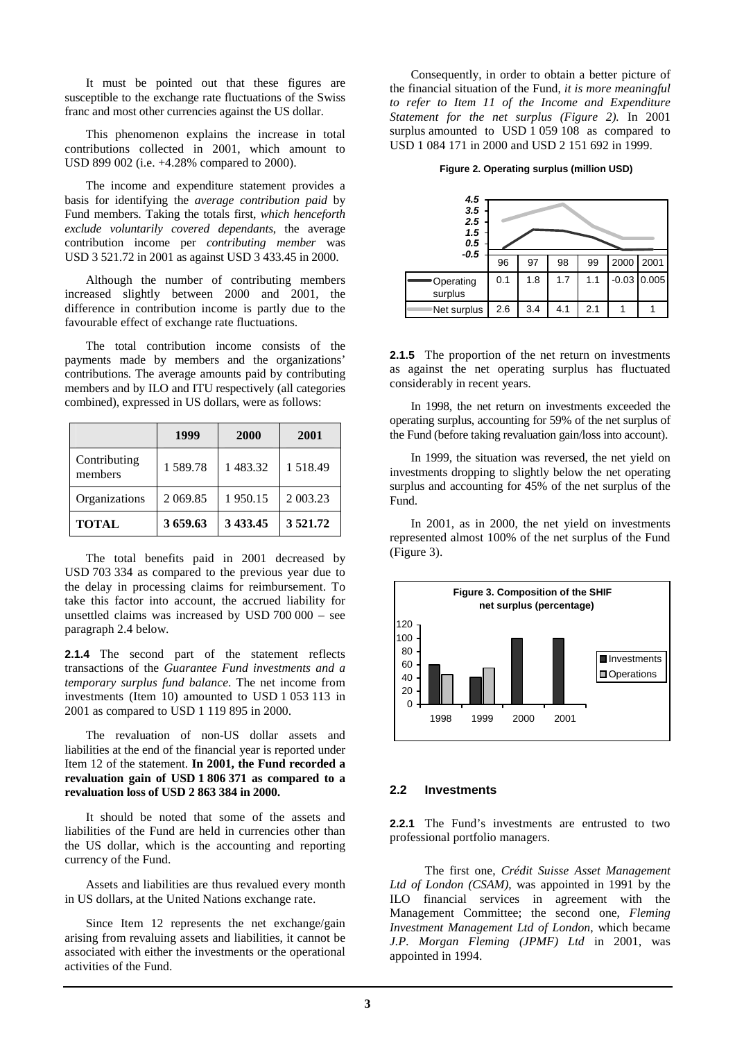It must be pointed out that these figures are susceptible to the exchange rate fluctuations of the Swiss franc and most other currencies against the US dollar.

This phenomenon explains the increase in total contributions collected in 2001, which amount to USD 899 002 (i.e. +4.28% compared to 2000).

The income and expenditure statement provides a basis for identifying the *average contribution paid* by Fund members. Taking the totals first, *which henceforth exclude voluntarily covered dependants*, the average contribution income per *contributing member* was USD 3 521.72 in 2001 as against USD 3 433.45 in 2000.

Although the number of contributing members increased slightly between 2000 and 2001, the difference in contribution income is partly due to the favourable effect of exchange rate fluctuations.

The total contribution income consists of the payments made by members and the organizations' contributions. The average amounts paid by contributing members and by ILO and ITU respectively (all categories combined), expressed in US dollars, were as follows:

| | 1999 | 2000 | 2001 |
|---|---|---|---|
| Contributing members | 1 589.78 | 1 483.32 | 1 518.49 |
| Organizations | 2 069.85 | 1 950.15 | 2 003.23 |
| **TOTAL** | **3 659.63** | **3 433.45** | **3 521.72** |

The total benefits paid in 2001 decreased by USD 703 334 as compared to the previous year due to the delay in processing claims for reimbursement. To take this factor into account, the accrued liability for unsettled claims was increased by USD 700 000 – see paragraph 2.4 below.

**2.1.4** The second part of the statement reflects transactions of the *Guarantee Fund investments and a temporary surplus fund balance*. The net income from investments (Item 10) amounted to USD 1 053 113 in 2001 as compared to USD 1 119 895 in 2000.

The revaluation of non-US dollar assets and liabilities at the end of the financial year is reported under Item 12 of the statement. **In 2001, the Fund recorded a revaluation gain of USD 1 806 371 as compared to a revaluation loss of USD 2 863 384 in 2000.**

It should be noted that some of the assets and liabilities of the Fund are held in currencies other than the US dollar, which is the accounting and reporting currency of the Fund.

Assets and liabilities are thus revalued every month in US dollars, at the United Nations exchange rate.

Since Item 12 represents the net exchange/gain arising from revaluing assets and liabilities, it cannot be associated with either the investments or the operational activities of the Fund.

Consequently, in order to obtain a better picture of the financial situation of the Fund, *it is more meaningful to refer to Item 11 of the Income and Expenditure Statement for the net surplus (Figure 2).* In 2001 surplus amounted to USD 1 059 108 as compared to USD 1 084 171 in 2000 and USD 2 151 692 in 1999.

**Figure 2. Operating surplus (million USD)**

| | 96 | 97 | 98 | 99 | 2000 | 2001 |
|---|---|---|---|---|---|---|
| Operating surplus | 0.1 | 1.8 | 1.7 | 1.1 | -0.03 | 0.005 |
| Net surplus | 2.6 | 3.4 | 4.1 | 2.1 | 1 | 1 |

**2.1.5** The proportion of the net return on investments as against the net operating surplus has fluctuated considerably in recent years.

In 1998, the net return on investments exceeded the operating surplus, accounting for 59% of the net surplus of the Fund (before taking revaluation gain/loss into account).

In 1999, the situation was reversed, the net yield on investments dropping to slightly below the net operating surplus and accounting for 45% of the net surplus of the Fund.

In 2001, as in 2000, the net yield on investments represented almost 100% of the net surplus of the Fund (Figure 3).

**Figure 3. Composition of the SHIF net surplus (percentage)**

## 2.2 Investments

**2.2.1** The Fund's investments are entrusted to two professional portfolio managers.

The first one, *Crédit Suisse Asset Management Ltd of London (CSAM)*, was appointed in 1991 by the ILO financial services in agreement with the Management Committee; the second one, *Fleming Investment Management Ltd of London*, which became *J.P. Morgan Fleming (JPMF) Ltd* in 2001, was appointed in 1994.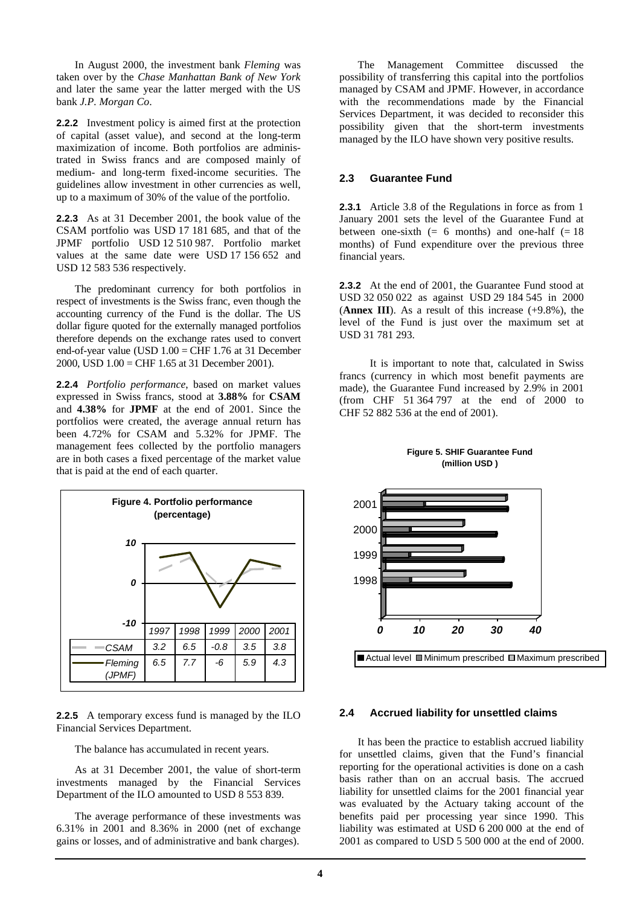In August 2000, the investment bank *Fleming* was taken over by the *Chase Manhattan Bank of New York* and later the same year the latter merged with the US bank *J.P. Morgan Co*.

**2.2.2** Investment policy is aimed first at the protection of capital (asset value), and second at the long-term maximization of income. Both portfolios are administrated in Swiss francs and are composed mainly of medium- and long-term fixed-income securities. The guidelines allow investment in other currencies as well, up to a maximum of 30% of the value of the portfolio.

**2.2.3** As at 31 December 2001, the book value of the CSAM portfolio was USD 17 181 685, and that of the JPMF portfolio USD 12 510 987. Portfolio market values at the same date were USD 17 156 652 and USD 12 583 536 respectively.

The predominant currency for both portfolios in respect of investments is the Swiss franc, even though the accounting currency of the Fund is the dollar. The US dollar figure quoted for the externally managed portfolios therefore depends on the exchange rates used to convert end-of-year value (USD 1.00 = CHF 1.76 at 31 December 2000, USD 1.00 = CHF 1.65 at 31 December 2001).

**2.2.4** *Portfolio performance*, based on market values expressed in Swiss francs, stood at **3.88%** for **CSAM** and **4.38%** for **JPMF** at the end of 2001. Since the portfolios were created, the average annual return has been 4.72% for CSAM and 5.32% for JPMF. The management fees collected by the portfolio managers are in both cases a fixed percentage of the market value that is paid at the end of each quarter.

**Figure 4. Portfolio performance (percentage)**

| | 1997 | 1998 | 1999 | 2000 | 2001 |
|---|---|---|---|---|---|
| CSAM | 3.2 | 6.5 | -0.8 | 3.5 | 3.8 |
| Fleming (JPMF) | 6.5 | 7.7 | -6 | 5.9 | 4.3 |

**2.2.5** A temporary excess fund is managed by the ILO Financial Services Department.

The balance has accumulated in recent years.

As at 31 December 2001, the value of short-term investments managed by the Financial Services Department of the ILO amounted to USD 8 553 839.

The average performance of these investments was 6.31% in 2001 and 8.36% in 2000 (net of exchange gains or losses, and of administrative and bank charges).

The Management Committee discussed the possibility of transferring this capital into the portfolios managed by CSAM and JPMF. However, in accordance with the recommendations made by the Financial Services Department, it was decided to reconsider this possibility given that the short-term investments managed by the ILO have shown very positive results.

### 2.3 Guarantee Fund

**2.3.1** Article 3.8 of the Regulations in force as from 1 January 2001 sets the level of the Guarantee Fund at between one-sixth (= 6 months) and one-half (= 18 months) of Fund expenditure over the previous three financial years.

**2.3.2** At the end of 2001, the Guarantee Fund stood at USD 32 050 022 as against USD 29 184 545 in 2000 (**Annex III**). As a result of this increase (+9.8%), the level of the Fund is just over the maximum set at USD 31 781 293.

It is important to note that, calculated in Swiss francs (currency in which most benefit payments are made), the Guarantee Fund increased by 2.9% in 2001 (from CHF 51 364 797 at the end of 2000 to CHF 52 882 536 at the end of 2001).

**Figure 5. SHIF Guarantee Fund (million USD)**

■ Actual level ■ Minimum prescribed □ Maximum prescribed

### 2.4 Accrued liability for unsettled claims

It has been the practice to establish accrued liability for unsettled claims, given that the Fund's financial reporting for the operational activities is done on a cash basis rather than on an accrual basis. The accrued liability for unsettled claims for the 2001 financial year was evaluated by the Actuary taking account of the benefits paid per processing year since 1990. This liability was estimated at USD 6 200 000 at the end of 2001 as compared to USD 5 500 000 at the end of 2000.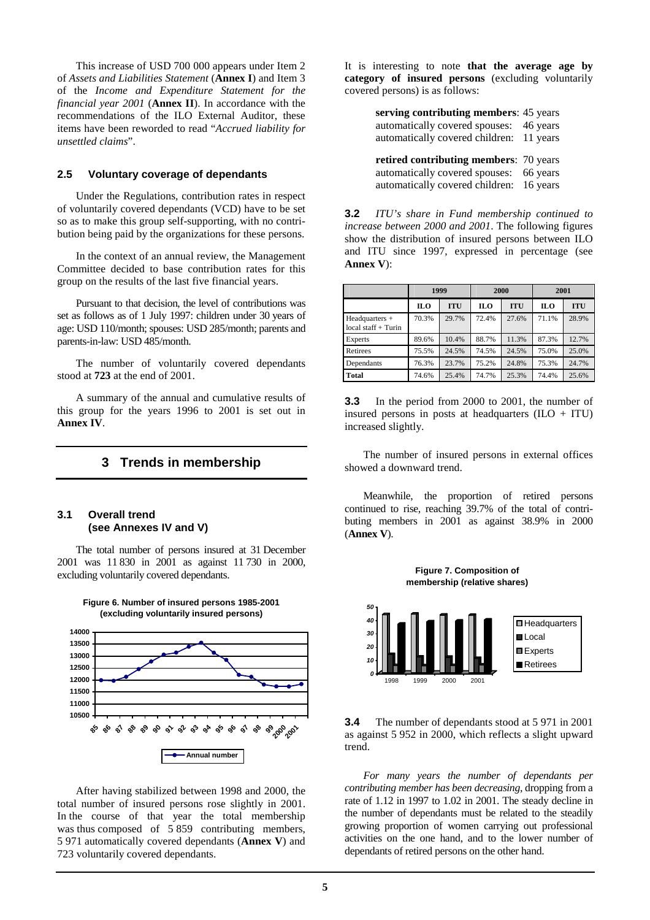This increase of USD 700 000 appears under Item 2 of *Assets and Liabilities Statement* (**Annex I**) and Item 3 of the *Income and Expenditure Statement for the financial year 2001* (**Annex II**). In accordance with the recommendations of the ILO External Auditor, these items have been reworded to read "*Accrued liability for unsettled claims*".

### 2.5 Voluntary coverage of dependants

Under the Regulations, contribution rates in respect of voluntarily covered dependants (VCD) have to be set so as to make this group self-supporting, with no contribution being paid by the organizations for these persons.

In the context of an annual review, the Management Committee decided to base contribution rates for this group on the results of the last five financial years.

Pursuant to that decision, the level of contributions was set as follows as of 1 July 1997: children under 30 years of age: USD 110/month; spouses: USD 285/month; parents and parents-in-law: USD 485/month.

The number of voluntarily covered dependants stood at **723** at the end of 2001.

A summary of the annual and cumulative results of this group for the years 1996 to 2001 is set out in **Annex IV**.

## 3 Trends in membership

### 3.1 Overall trend (see Annexes IV and V)

The total number of persons insured at 31 December 2001 was 11 830 in 2001 as against 11 730 in 2000, excluding voluntarily covered dependants.

**Figure 6. Number of insured persons 1985-2001 (excluding voluntarily insured persons)**

After having stabilized between 1998 and 2000, the total number of insured persons rose slightly in 2001. In the course of that year the total membership was thus composed of 5 859 contributing members, 5 971 automatically covered dependants (**Annex V**) and 723 voluntarily covered dependants.

It is interesting to note **that the average age by category of insured persons** (excluding voluntarily covered persons) is as follows:

**serving contributing members**: 45 years
automatically covered spouses: 46 years
automatically covered children: 11 years

**retired contributing members**: 70 years
automatically covered spouses: 66 years
automatically covered children: 16 years

**3.2** *ITU's share in Fund membership continued to increase between 2000 and 2001*. The following figures show the distribution of insured persons between ILO and ITU since 1997, expressed in percentage (see **Annex V**):

| | 1999 | | 2000 | | 2001 | |
|---|---|---|---|---|---|---|
| | ILO | ITU | ILO | ITU | ILO | ITU |
| Headquarters + local staff + Turin | 70.3% | 29.7% | 72.4% | 27.6% | 71.1% | 28.9% |
| Experts | 89.6% | 10.4% | 88.7% | 11.3% | 87.3% | 12.7% |
| Retirees | 75.5% | 24.5% | 74.5% | 24.5% | 75.0% | 25.0% |
| Dependants | 76.3% | 23.7% | 75.2% | 24.8% | 75.3% | 24.7% |
| **Total** | 74.6% | 25.4% | 74.7% | 25.3% | 74.4% | 25.6% |

**3.3** In the period from 2000 to 2001, the number of insured persons in posts at headquarters (ILO + ITU) increased slightly.

The number of insured persons in external offices showed a downward trend.

Meanwhile, the proportion of retired persons continued to rise, reaching 39.7% of the total of contributing members in 2001 as against 38.9% in 2000 (**Annex V**).

**Figure 7. Composition of membership (relative shares)**

**3.4** The number of dependants stood at 5 971 in 2001 as against 5 952 in 2000, which reflects a slight upward trend.

*For many years the number of dependants per contributing member has been decreasing*, dropping from a rate of 1.12 in 1997 to 1.02 in 2001. The steady decline in the number of dependants must be related to the steadily growing proportion of women carrying out professional activities on the one hand, and to the lower number of dependants of retired persons on the other hand.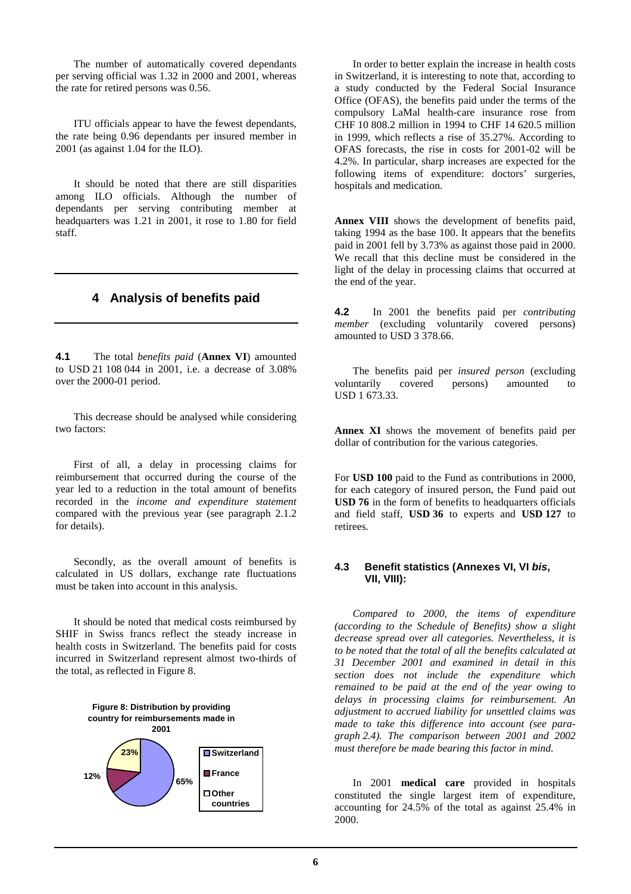The number of automatically covered dependants per serving official was 1.32 in 2000 and 2001, whereas the rate for retired persons was 0.56.

ITU officials appear to have the fewest dependants, the rate being 0.96 dependants per insured member in 2001 (as against 1.04 for the ILO).

It should be noted that there are still disparities among ILO officials. Although the number of dependants per serving contributing member at headquarters was 1.21 in 2001, it rose to 1.80 for field staff.

## 4 Analysis of benefits paid

**4.1** The total *benefits paid* (**Annex VI**) amounted to USD 21 108 044 in 2001, i.e. a decrease of 3.08% over the 2000-01 period.

This decrease should be analysed while considering two factors:

First of all, a delay in processing claims for reimbursement that occurred during the course of the year led to a reduction in the total amount of benefits recorded in the *income and expenditure statement* compared with the previous year (see paragraph 2.1.2 for details).

Secondly, as the overall amount of benefits is calculated in US dollars, exchange rate fluctuations must be taken into account in this analysis.

It should be noted that medical costs reimbursed by SHIF in Swiss francs reflect the steady increase in health costs in Switzerland. The benefits paid for costs incurred in Switzerland represent almost two-thirds of the total, as reflected in Figure 8.

**Figure 8: Distribution by providing country for reimbursements made in 2001**

| Country | Share |
|---|---|
| Switzerland | 65% |
| France | 12% |
| Other countries | 23% |

In order to better explain the increase in health costs in Switzerland, it is interesting to note that, according to a study conducted by the Federal Social Insurance Office (OFAS), the benefits paid under the terms of the compulsory LaMal health-care insurance rose from CHF 10 808.2 million in 1994 to CHF 14 620.5 million in 1999, which reflects a rise of 35.27%. According to OFAS forecasts, the rise in costs for 2001-02 will be 4.2%. In particular, sharp increases are expected for the following items of expenditure: doctors' surgeries, hospitals and medication.

**Annex VIII** shows the development of benefits paid, taking 1994 as the base 100. It appears that the benefits paid in 2001 fell by 3.73% as against those paid in 2000. We recall that this decline must be considered in the light of the delay in processing claims that occurred at the end of the year.

**4.2** In 2001 the benefits paid per *contributing member* (excluding voluntarily covered persons) amounted to USD 3 378.66.

The benefits paid per *insured person* (excluding voluntarily covered persons) amounted to USD 1 673.33.

**Annex XI** shows the movement of benefits paid per dollar of contribution for the various categories.

For **USD 100** paid to the Fund as contributions in 2000, for each category of insured person, the Fund paid out **USD 76** in the form of benefits to headquarters officials and field staff, **USD 36** to experts and **USD 127** to retirees.

### 4.3 Benefit statistics (Annexes VI, VI *bis*, VII, VIII):

*Compared to 2000, the items of expenditure (according to the Schedule of Benefits) show a slight decrease spread over all categories. Nevertheless, it is to be noted that the total of all the benefits calculated at 31 December 2001 and examined in detail in this section does not include the expenditure which remained to be paid at the end of the year owing to delays in processing claims for reimbursement. An adjustment to accrued liability for unsettled claims was made to take this difference into account (see paragraph 2.4). The comparison between 2001 and 2002 must therefore be made bearing this factor in mind.*

In 2001 **medical care** provided in hospitals constituted the single largest item of expenditure, accounting for 24.5% of the total as against 25.4% in 2000.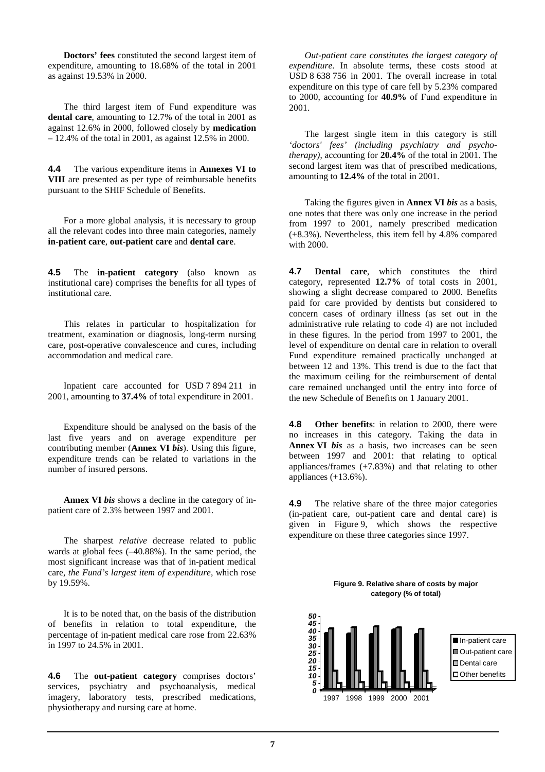**Doctors' fees** constituted the second largest item of expenditure, amounting to 18.68% of the total in 2001 as against 19.53% in 2000.

The third largest item of Fund expenditure was **dental care**, amounting to 12.7% of the total in 2001 as against 12.6% in 2000, followed closely by **medication** – 12.4% of the total in 2001, as against 12.5% in 2000.

**4.4** The various expenditure items in **Annexes VI to VIII** are presented as per type of reimbursable benefits pursuant to the SHIF Schedule of Benefits.

For a more global analysis, it is necessary to group all the relevant codes into three main categories, namely **in-patient care**, **out-patient care** and **dental care**.

**4.5** The **in-patient category** (also known as institutional care) comprises the benefits for all types of institutional care.

This relates in particular to hospitalization for treatment, examination or diagnosis, long-term nursing care, post-operative convalescence and cures, including accommodation and medical care.

Inpatient care accounted for USD 7 894 211 in 2001, amounting to **37.4%** of total expenditure in 2001.

Expenditure should be analysed on the basis of the last five years and on average expenditure per contributing member (**Annex VI *bis***). Using this figure, expenditure trends can be related to variations in the number of insured persons.

**Annex VI *bis*** shows a decline in the category of in-patient care of 2.3% between 1997 and 2001.

The sharpest *relative* decrease related to public wards at global fees (–40.88%). In the same period, the most significant increase was that of in-patient medical care, *the Fund's largest item of expenditure*, which rose by 19.59%.

It is to be noted that, on the basis of the distribution of benefits in relation to total expenditure, the percentage of in-patient medical care rose from 22.63% in 1997 to 24.5% in 2001.

**4.6** The **out-patient category** comprises doctors' services, psychiatry and psychoanalysis, medical imagery, laboratory tests, prescribed medications, physiotherapy and nursing care at home.

*Out-patient care constitutes the largest category of expenditure*. In absolute terms, these costs stood at USD 8 638 756 in 2001. The overall increase in total expenditure on this type of care fell by 5.23% compared to 2000, accounting for **40.9%** of Fund expenditure in 2001.

The largest single item in this category is still *'doctors' fees' (including psychiatry and psycho-therapy)*, accounting for **20.4%** of the total in 2001. The second largest item was that of prescribed medications, amounting to **12.4%** of the total in 2001.

Taking the figures given in **Annex VI *bis*** as a basis, one notes that there was only one increase in the period from 1997 to 2001, namely prescribed medication (+8.3%). Nevertheless, this item fell by 4.8% compared with 2000.

**4.7** **Dental care**, which constitutes the third category, represented **12.7%** of total costs in 2001, showing a slight decrease compared to 2000. Benefits paid for care provided by dentists but considered to concern cases of ordinary illness (as set out in the administrative rule relating to code 4) are not included in these figures. In the period from 1997 to 2001, the level of expenditure on dental care in relation to overall Fund expenditure remained practically unchanged at between 12 and 13%. This trend is due to the fact that the maximum ceiling for the reimbursement of dental care remained unchanged until the entry into force of the new Schedule of Benefits on 1 January 2001.

**4.8** **Other benefits**: in relation to 2000, there were no increases in this category. Taking the data in **Annex VI *bis*** as a basis, two increases can be seen between 1997 and 2001: that relating to optical appliances/frames (+7.83%) and that relating to other appliances (+13.6%).

**4.9** The relative share of the three major categories (in-patient care, out-patient care and dental care) is given in Figure 9, which shows the respective expenditure on these three categories since 1997.

**Figure 9. Relative share of costs by major category (% of total)**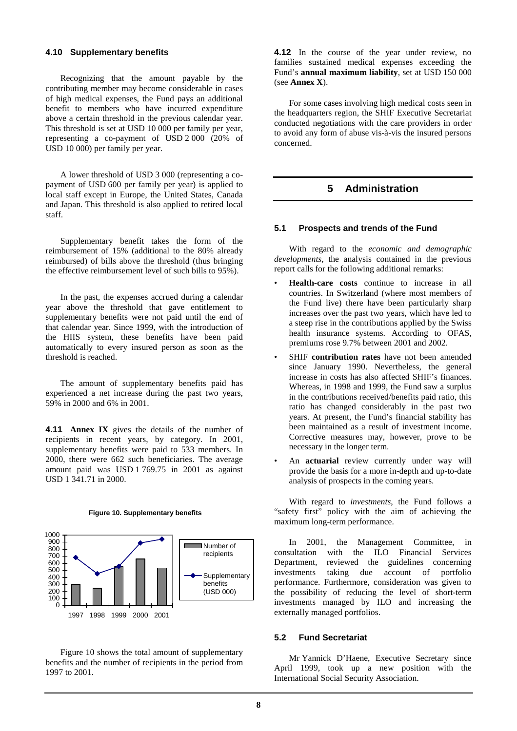### 4.10 Supplementary benefits

Recognizing that the amount payable by the contributing member may become considerable in cases of high medical expenses, the Fund pays an additional benefit to members who have incurred expenditure above a certain threshold in the previous calendar year. This threshold is set at USD 10 000 per family per year, representing a co-payment of USD 2 000 (20% of USD 10 000) per family per year.

A lower threshold of USD 3 000 (representing a co-payment of USD 600 per family per year) is applied to local staff except in Europe, the United States, Canada and Japan. This threshold is also applied to retired local staff.

Supplementary benefit takes the form of the reimbursement of 15% (additional to the 80% already reimbursed) of bills above the threshold (thus bringing the effective reimbursement level of such bills to 95%).

In the past, the expenses accrued during a calendar year above the threshold that gave entitlement to supplementary benefits were not paid until the end of that calendar year. Since 1999, with the introduction of the HIIS system, these benefits have been paid automatically to every insured person as soon as the threshold is reached.

The amount of supplementary benefits paid has experienced a net increase during the past two years, 59% in 2000 and 6% in 2001.

**4.11** **Annex IX** gives the details of the number of recipients in recent years, by category. In 2001, supplementary benefits were paid to 533 members. In 2000, there were 662 such beneficiaries. The average amount paid was USD 1 769.75 in 2001 as against USD 1 341.71 in 2000.

**Figure 10. Supplementary benefits**

Figure 10 shows the total amount of supplementary benefits and the number of recipients in the period from 1997 to 2001.

**4.12** In the course of the year under review, no families sustained medical expenses exceeding the Fund's **annual maximum liability**, set at USD 150 000 (see **Annex X**).

For some cases involving high medical costs seen in the headquarters region, the SHIF Executive Secretariat conducted negotiations with the care providers in order to avoid any form of abuse vis-à-vis the insured persons concerned.

## 5 Administration

### 5.1 Prospects and trends of the Fund

With regard to the *economic and demographic developments*, the analysis contained in the previous report calls for the following additional remarks:

- **Health-care costs** continue to increase in all countries. In Switzerland (where most members of the Fund live) there have been particularly sharp increases over the past two years, which have led to a steep rise in the contributions applied by the Swiss health insurance systems. According to OFAS, premiums rose 9.7% between 2001 and 2002.
- SHIF **contribution rates** have not been amended since January 1990. Nevertheless, the general increase in costs has also affected SHIF's finances. Whereas, in 1998 and 1999, the Fund saw a surplus in the contributions received/benefits paid ratio, this ratio has changed considerably in the past two years. At present, the Fund's financial stability has been maintained as a result of investment income. Corrective measures may, however, prove to be necessary in the longer term.
- An **actuarial** review currently under way will provide the basis for a more in-depth and up-to-date analysis of prospects in the coming years.

With regard to *investments*, the Fund follows a "safety first" policy with the aim of achieving the maximum long-term performance.

In 2001, the Management Committee, in consultation with the ILO Financial Services Department, reviewed the guidelines concerning investments taking due account of portfolio performance. Furthermore, consideration was given to the possibility of reducing the level of short-term investments managed by ILO and increasing the externally managed portfolios.

### 5.2 Fund Secretariat

Mr Yannick D'Haene, Executive Secretary since April 1999, took up a new position with the International Social Security Association.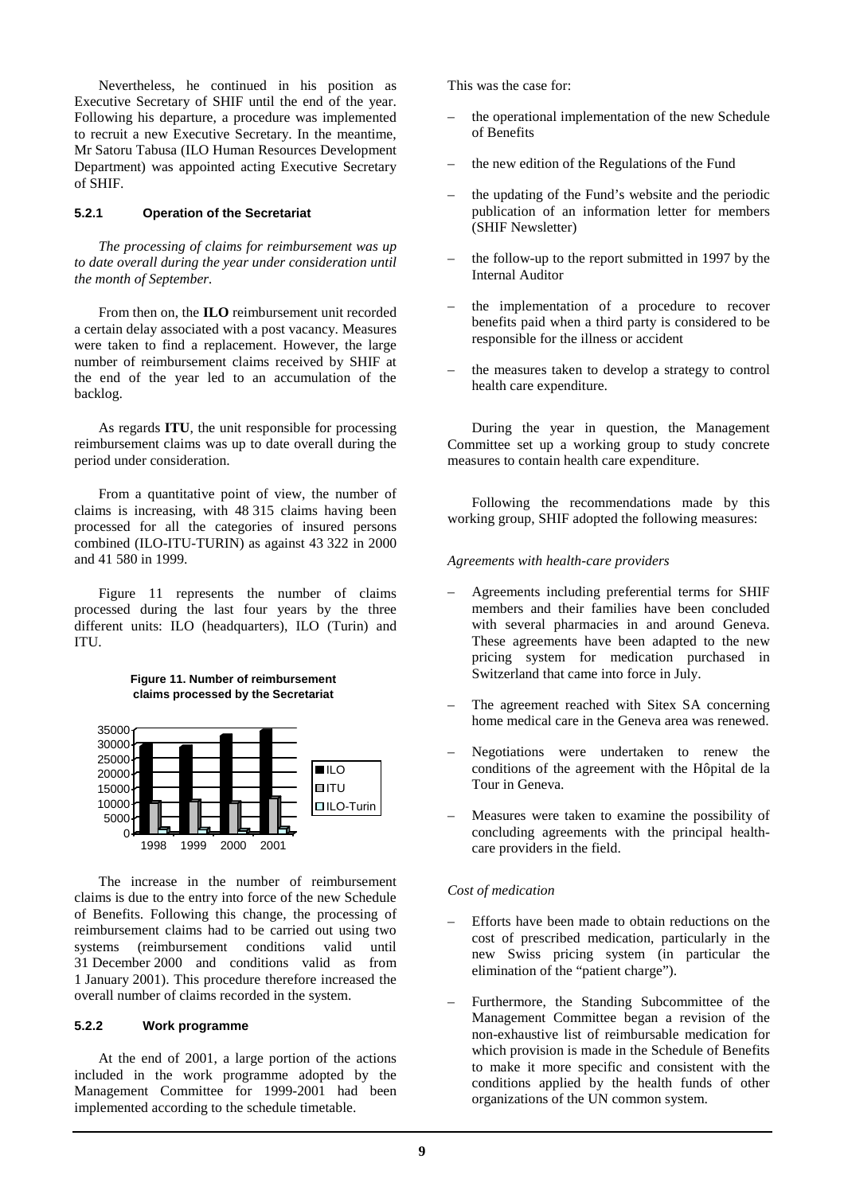Nevertheless, he continued in his position as Executive Secretary of SHIF until the end of the year. Following his departure, a procedure was implemented to recruit a new Executive Secretary. In the meantime, Mr Satoru Tabusa (ILO Human Resources Development Department) was appointed acting Executive Secretary of SHIF.

#### 5.2.1 Operation of the Secretariat

*The processing of claims for reimbursement was up to date overall during the year under consideration until the month of September.*

From then on, the **ILO** reimbursement unit recorded a certain delay associated with a post vacancy. Measures were taken to find a replacement. However, the large number of reimbursement claims received by SHIF at the end of the year led to an accumulation of the backlog.

As regards **ITU**, the unit responsible for processing reimbursement claims was up to date overall during the period under consideration.

From a quantitative point of view, the number of claims is increasing, with 48 315 claims having been processed for all the categories of insured persons combined (ILO-ITU-TURIN) as against 43 322 in 2000 and 41 580 in 1999.

Figure 11 represents the number of claims processed during the last four years by the three different units: ILO (headquarters), ILO (Turin) and ITU.

**Figure 11. Number of reimbursement claims processed by the Secretariat**

The increase in the number of reimbursement claims is due to the entry into force of the new Schedule of Benefits. Following this change, the processing of reimbursement claims had to be carried out using two systems (reimbursement conditions valid until 31 December 2000 and conditions valid as from 1 January 2001). This procedure therefore increased the overall number of claims recorded in the system.

#### 5.2.2 Work programme

At the end of 2001, a large portion of the actions included in the work programme adopted by the Management Committee for 1999-2001 had been implemented according to the schedule timetable.

This was the case for:

- the operational implementation of the new Schedule of Benefits
- the new edition of the Regulations of the Fund
- the updating of the Fund's website and the periodic publication of an information letter for members (SHIF Newsletter)
- the follow-up to the report submitted in 1997 by the Internal Auditor
- the implementation of a procedure to recover benefits paid when a third party is considered to be responsible for the illness or accident
- the measures taken to develop a strategy to control health care expenditure.

During the year in question, the Management Committee set up a working group to study concrete measures to contain health care expenditure.

Following the recommendations made by this working group, SHIF adopted the following measures:

*Agreements with health-care providers*

- Agreements including preferential terms for SHIF members and their families have been concluded with several pharmacies in and around Geneva. These agreements have been adapted to the new pricing system for medication purchased in Switzerland that came into force in July.
- The agreement reached with Sitex SA concerning home medical care in the Geneva area was renewed.
- Negotiations were undertaken to renew the conditions of the agreement with the Hôpital de la Tour in Geneva.
- Measures were taken to examine the possibility of concluding agreements with the principal health-care providers in the field.

*Cost of medication*

- Efforts have been made to obtain reductions on the cost of prescribed medication, particularly in the new Swiss pricing system (in particular the elimination of the "patient charge").
- Furthermore, the Standing Subcommittee of the Management Committee began a revision of the non-exhaustive list of reimbursable medication for which provision is made in the Schedule of Benefits to make it more specific and consistent with the conditions applied by the health funds of other organizations of the UN common system.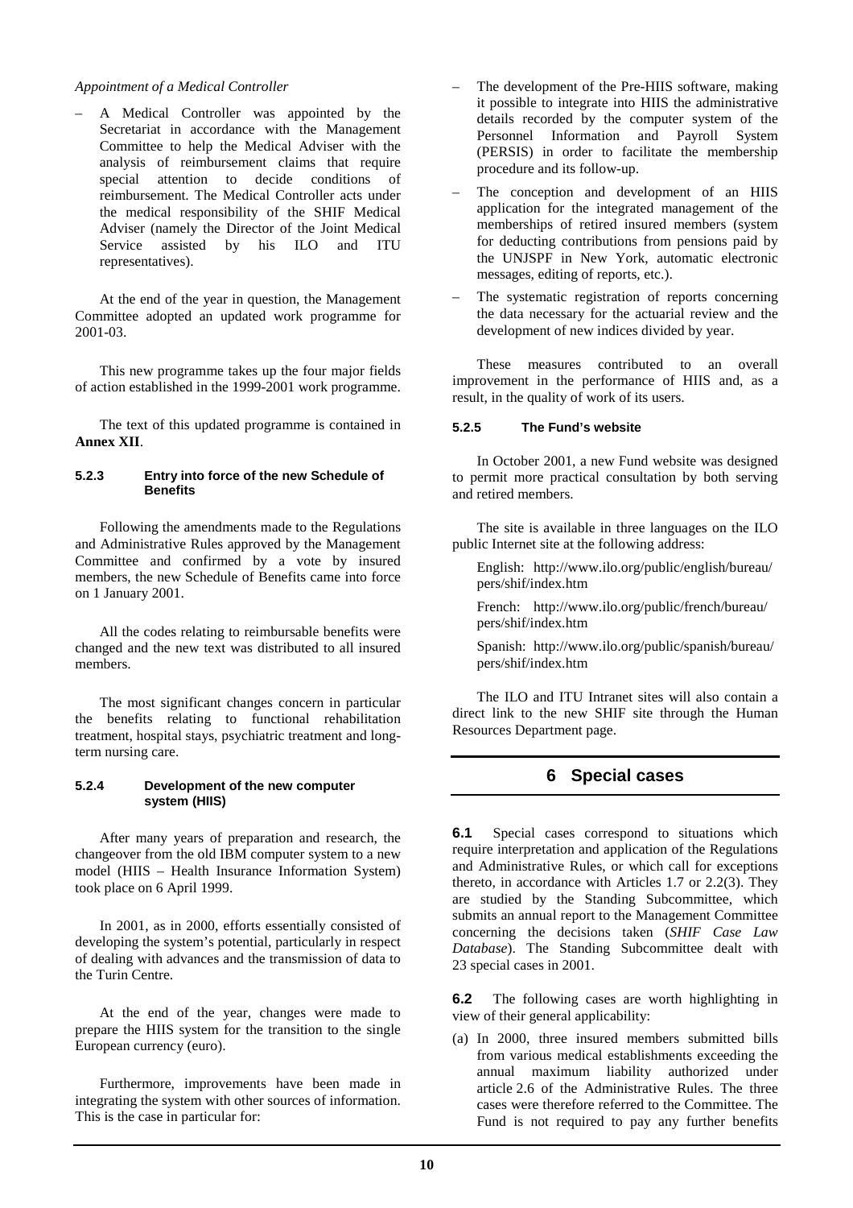*Appointment of a Medical Controller*

– A Medical Controller was appointed by the Secretariat in accordance with the Management Committee to help the Medical Adviser with the analysis of reimbursement claims that require special attention to decide conditions of reimbursement. The Medical Controller acts under the medical responsibility of the SHIF Medical Adviser (namely the Director of the Joint Medical Service assisted by his ILO and ITU representatives).

At the end of the year in question, the Management Committee adopted an updated work programme for 2001-03.

This new programme takes up the four major fields of action established in the 1999-2001 work programme.

The text of this updated programme is contained in **Annex XII**.

#### 5.2.3 Entry into force of the new Schedule of Benefits

Following the amendments made to the Regulations and Administrative Rules approved by the Management Committee and confirmed by a vote by insured members, the new Schedule of Benefits came into force on 1 January 2001.

All the codes relating to reimbursable benefits were changed and the new text was distributed to all insured members.

The most significant changes concern in particular the benefits relating to functional rehabilitation treatment, hospital stays, psychiatric treatment and long-term nursing care.

#### 5.2.4 Development of the new computer system (HIIS)

After many years of preparation and research, the changeover from the old IBM computer system to a new model (HIIS – Health Insurance Information System) took place on 6 April 1999.

In 2001, as in 2000, efforts essentially consisted of developing the system's potential, particularly in respect of dealing with advances and the transmission of data to the Turin Centre.

At the end of the year, changes were made to prepare the HIIS system for the transition to the single European currency (euro).

Furthermore, improvements have been made in integrating the system with other sources of information. This is the case in particular for:

– The development of the Pre-HIIS software, making it possible to integrate into HIIS the administrative details recorded by the computer system of the Personnel Information and Payroll System (PERSIS) in order to facilitate the membership procedure and its follow-up.

– The conception and development of an HIIS application for the integrated management of the memberships of retired insured members (system for deducting contributions from pensions paid by the UNJSPF in New York, automatic electronic messages, editing of reports, etc.).

– The systematic registration of reports concerning the data necessary for the actuarial review and the development of new indices divided by year.

These measures contributed to an overall improvement in the performance of HIIS and, as a result, in the quality of work of its users.

#### 5.2.5 The Fund's website

In October 2001, a new Fund website was designed to permit more practical consultation by both serving and retired members.

The site is available in three languages on the ILO public Internet site at the following address:

English: http://www.ilo.org/public/english/bureau/pers/shif/index.htm

French: http://www.ilo.org/public/french/bureau/pers/shif/index.htm

Spanish: http://www.ilo.org/public/spanish/bureau/pers/shif/index.htm

The ILO and ITU Intranet sites will also contain a direct link to the new SHIF site through the Human Resources Department page.

## 6 Special cases

**6.1** Special cases correspond to situations which require interpretation and application of the Regulations and Administrative Rules, or which call for exceptions thereto, in accordance with Articles 1.7 or 2.2(3). They are studied by the Standing Subcommittee, which submits an annual report to the Management Committee concerning the decisions taken (*SHIF Case Law Database*). The Standing Subcommittee dealt with 23 special cases in 2001.

**6.2** The following cases are worth highlighting in view of their general applicability:

(a) In 2000, three insured members submitted bills from various medical establishments exceeding the annual maximum liability authorized under article 2.6 of the Administrative Rules. The three cases were therefore referred to the Committee. The Fund is not required to pay any further benefits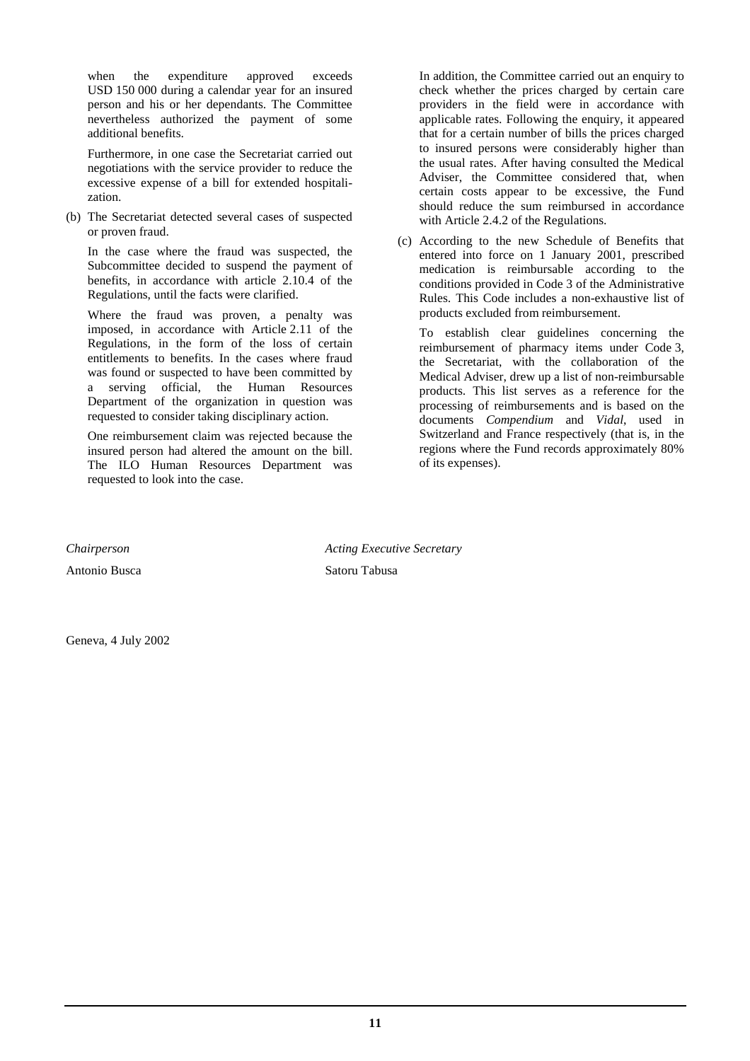when the expenditure approved exceeds USD 150 000 during a calendar year for an insured person and his or her dependants. The Committee nevertheless authorized the payment of some additional benefits.

Furthermore, in one case the Secretariat carried out negotiations with the service provider to reduce the excessive expense of a bill for extended hospitalization.

(b) The Secretariat detected several cases of suspected or proven fraud.

In the case where the fraud was suspected, the Subcommittee decided to suspend the payment of benefits, in accordance with article 2.10.4 of the Regulations, until the facts were clarified.

Where the fraud was proven, a penalty was imposed, in accordance with Article 2.11 of the Regulations, in the form of the loss of certain entitlements to benefits. In the cases where fraud was found or suspected to have been committed by a serving official, the Human Resources Department of the organization in question was requested to consider taking disciplinary action.

One reimbursement claim was rejected because the insured person had altered the amount on the bill. The ILO Human Resources Department was requested to look into the case.

In addition, the Committee carried out an enquiry to check whether the prices charged by certain care providers in the field were in accordance with applicable rates. Following the enquiry, it appeared that for a certain number of bills the prices charged to insured persons were considerably higher than the usual rates. After having consulted the Medical Adviser, the Committee considered that, when certain costs appear to be excessive, the Fund should reduce the sum reimbursed in accordance with Article 2.4.2 of the Regulations.

(c) According to the new Schedule of Benefits that entered into force on 1 January 2001, prescribed medication is reimbursable according to the conditions provided in Code 3 of the Administrative Rules. This Code includes a non-exhaustive list of products excluded from reimbursement.

To establish clear guidelines concerning the reimbursement of pharmacy items under Code 3, the Secretariat, with the collaboration of the Medical Adviser, drew up a list of non-reimbursable products. This list serves as a reference for the processing of reimbursements and is based on the documents *Compendium* and *Vidal*, used in Switzerland and France respectively (that is, in the regions where the Fund records approximately 80% of its expenses).

*Chairperson*
Antonio Busca

*Acting Executive Secretary*
Satoru Tabusa

Geneva, 4 July 2002